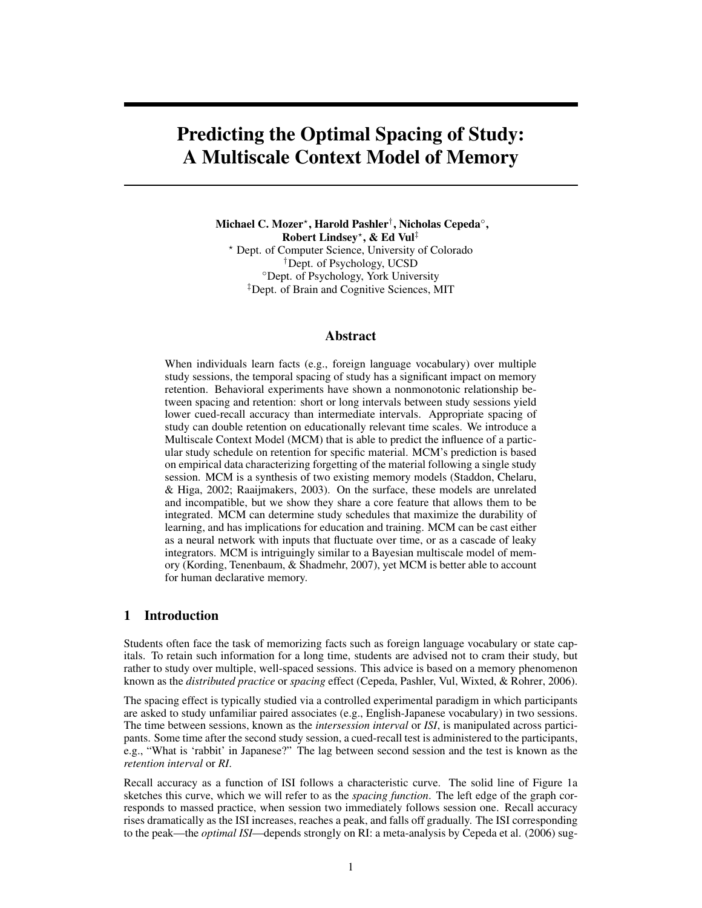# Predicting the Optimal Spacing of Study: A Multiscale Context Model of Memory

**Michael C. Mozer[⋆], Harold Pashler[†], Nicholas Cepeda[◦], Robert Lindsey[⋆], & Ed Vul[‡]**

[⋆] Dept. of Computer Science, University of Colorado
[†] Dept. of Psychology, UCSD
[◦] Dept. of Psychology, York University
[‡] Dept. of Brain and Cognitive Sciences, MIT

## Abstract

When individuals learn facts (e.g., foreign language vocabulary) over multiple study sessions, the temporal spacing of study has a significant impact on memory retention. Behavioral experiments have shown a nonmonotonic relationship between spacing and retention: short or long intervals between study sessions yield lower cued-recall accuracy than intermediate intervals. Appropriate spacing of study can double retention on educationally relevant time scales. We introduce a Multiscale Context Model (MCM) that is able to predict the influence of a particular study schedule on retention for specific material. MCM's prediction is based on empirical data characterizing forgetting of the material following a single study session. MCM is a synthesis of two existing memory models (Staddon, Chelaru, & Higa, 2002; Raaijmakers, 2003). On the surface, these models are unrelated and incompatible, but we show they share a core feature that allows them to be integrated. MCM can determine study schedules that maximize the durability of learning, and has implications for education and training. MCM can be cast either as a neural network with inputs that fluctuate over time, or as a cascade of leaky integrators. MCM is intriguingly similar to a Bayesian multiscale model of memory (Kording, Tenenbaum, & Shadmehr, 2007), yet MCM is better able to account for human declarative memory.

## 1 Introduction

Students often face the task of memorizing facts such as foreign language vocabulary or state capitals. To retain such information for a long time, students are advised not to cram their study, but rather to study over multiple, well-spaced sessions. This advice is based on a memory phenomenon known as the *distributed practice* or *spacing* effect (Cepeda, Pashler, Vul, Wixted, & Rohrer, 2006).

The spacing effect is typically studied via a controlled experimental paradigm in which participants are asked to study unfamiliar paired associates (e.g., English-Japanese vocabulary) in two sessions. The time between sessions, known as the *intersession interval* or *ISI*, is manipulated across participants. Some time after the second study session, a cued-recall test is administered to the participants, e.g., "What is 'rabbit' in Japanese?" The lag between second session and the test is known as the *retention interval* or *RI*.

Recall accuracy as a function of ISI follows a characteristic curve. The solid line of Figure 1a sketches this curve, which we will refer to as the *spacing function*. The left edge of the graph corresponds to massed practice, when session two immediately follows session one. Recall accuracy rises dramatically as the ISI increases, reaches a peak, and falls off gradually. The ISI corresponding to the peak—the *optimal ISI*—depends strongly on RI: a meta-analysis by Cepeda et al. (2006) sug-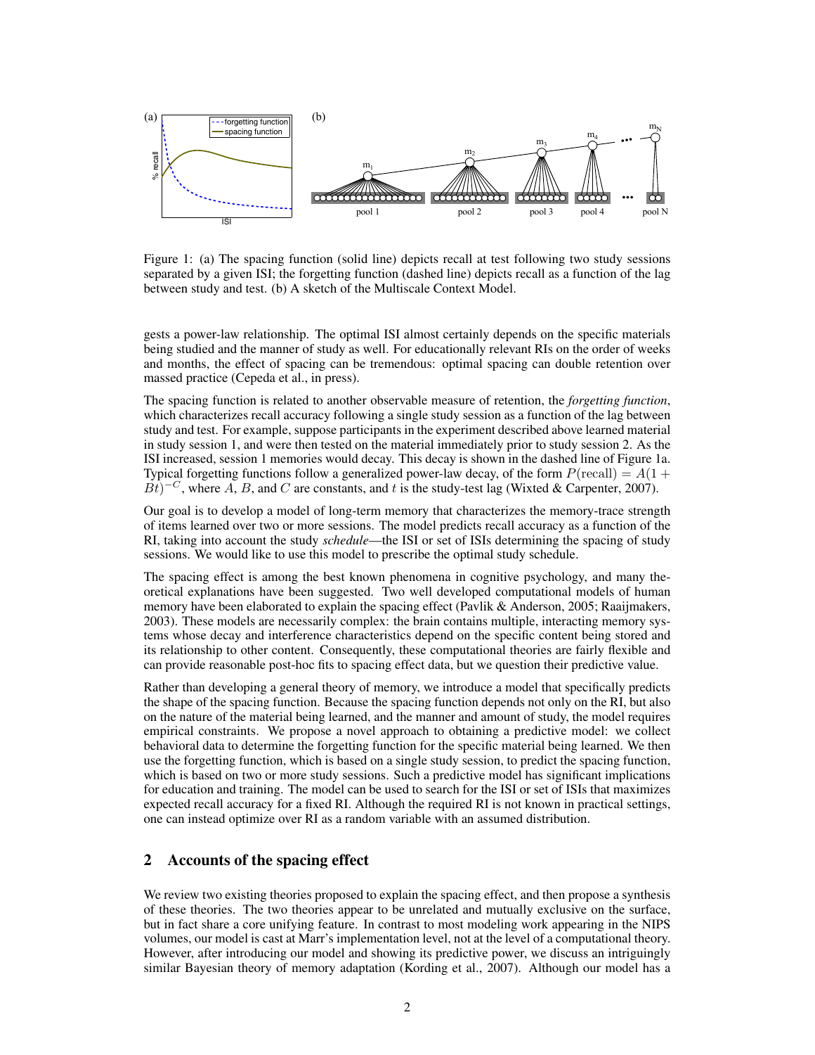Figure 1: (a) The spacing function (solid line) depicts recall at test following two study sessions separated by a given ISI; the forgetting function (dashed line) depicts recall as a function of the lag between study and test. (b) A sketch of the Multiscale Context Model.

gests a power-law relationship. The optimal ISI almost certainly depends on the specific materials being studied and the manner of study as well. For educationally relevant RIs on the order of weeks and months, the effect of spacing can be tremendous: optimal spacing can double retention over massed practice (Cepeda et al., in press).

The spacing function is related to another observable measure of retention, the *forgetting function*, which characterizes recall accuracy following a single study session as a function of the lag between study and test. For example, suppose participants in the experiment described above learned material in study session 1, and were then tested on the material immediately prior to study session 2. As the ISI increased, session 1 memories would decay. This decay is shown in the dashed line of Figure 1a. Typical forgetting functions follow a generalized power-law decay, of the form $P(\text{recall}) = A(1 + Bt)^{-C}$, where $A$, $B$, and $C$ are constants, and $t$ is the study-test lag (Wixted & Carpenter, 2007).

Our goal is to develop a model of long-term memory that characterizes the memory-trace strength of items learned over two or more sessions. The model predicts recall accuracy as a function of the RI, taking into account the study *schedule*—the ISI or set of ISIs determining the spacing of study sessions. We would like to use this model to prescribe the optimal study schedule.

The spacing effect is among the best known phenomena in cognitive psychology, and many theoretical explanations have been suggested. Two well developed computational models of human memory have been elaborated to explain the spacing effect (Pavlik & Anderson, 2005; Raaijmakers, 2003). These models are necessarily complex: the brain contains multiple, interacting memory systems whose decay and interference characteristics depend on the specific content being stored and its relationship to other content. Consequently, these computational theories are fairly flexible and can provide reasonable post-hoc fits to spacing effect data, but we question their predictive value.

Rather than developing a general theory of memory, we introduce a model that specifically predicts the shape of the spacing function. Because the spacing function depends not only on the RI, but also on the nature of the material being learned, and the manner and amount of study, the model requires empirical constraints. We propose a novel approach to obtaining a predictive model: we collect behavioral data to determine the forgetting function for the specific material being learned. We then use the forgetting function, which is based on a single study session, to predict the spacing function, which is based on two or more study sessions. Such a predictive model has significant implications for education and training. The model can be used to search for the ISI or set of ISIs that maximizes expected recall accuracy for a fixed RI. Although the required RI is not known in practical settings, one can instead optimize over RI as a random variable with an assumed distribution.

## 2 Accounts of the spacing effect

We review two existing theories proposed to explain the spacing effect, and then propose a synthesis of these theories. The two theories appear to be unrelated and mutually exclusive on the surface, but in fact share a core unifying feature. In contrast to most modeling work appearing in the NIPS volumes, our model is cast at Marr's implementation level, not at the level of a computational theory. However, after introducing our model and showing its predictive power, we discuss an intriguingly similar Bayesian theory of memory adaptation (Kording et al., 2007). Although our model has a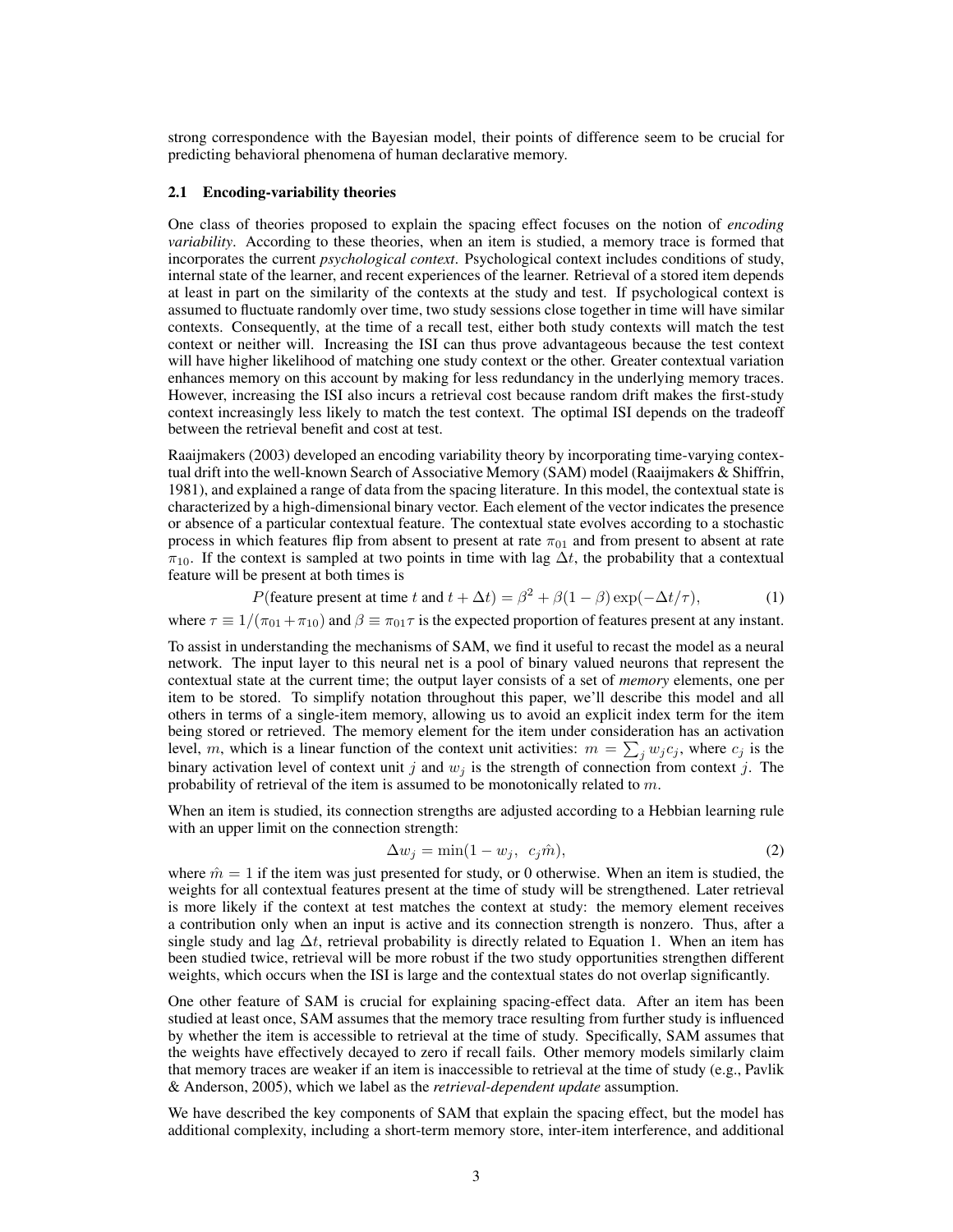strong correspondence with the Bayesian model, their points of difference seem to be crucial for predicting behavioral phenomena of human declarative memory.

### 2.1 Encoding-variability theories

One class of theories proposed to explain the spacing effect focuses on the notion of *encoding variability*. According to these theories, when an item is studied, a memory trace is formed that incorporates the current *psychological context*. Psychological context includes conditions of study, internal state of the learner, and recent experiences of the learner. Retrieval of a stored item depends at least in part on the similarity of the contexts at the study and test. If psychological context is assumed to fluctuate randomly over time, two study sessions close together in time will have similar contexts. Consequently, at the time of a recall test, either both study contexts will match the test context or neither will. Increasing the ISI can thus prove advantageous because the test context will have higher likelihood of matching one study context or the other. Greater contextual variation enhances memory on this account by making for less redundancy in the underlying memory traces. However, increasing the ISI also incurs a retrieval cost because random drift makes the first-study context increasingly less likely to match the test context. The optimal ISI depends on the tradeoff between the retrieval benefit and cost at test.

Raaijmakers (2003) developed an encoding variability theory by incorporating time-varying contextual drift into the well-known Search of Associative Memory (SAM) model (Raaijmakers & Shiffrin, 1981), and explained a range of data from the spacing literature. In this model, the contextual state is characterized by a high-dimensional binary vector. Each element of the vector indicates the presence or absence of a particular contextual feature. The contextual state evolves according to a stochastic process in which features flip from absent to present at rate $\pi_{01}$ and from present to absent at rate $\pi_{10}$. If the context is sampled at two points in time with lag $\Delta t$, the probability that a contextual feature will be present at both times is

$$P(\text{feature present at time } t \text{ and } t + \Delta t) = \beta^2 + \beta(1-\beta)\exp(-\Delta t/\tau), \tag{1}$$

where $\tau \equiv 1/(\pi_{01} + \pi_{10})$ and $\beta \equiv \pi_{01}\tau$ is the expected proportion of features present at any instant.

To assist in understanding the mechanisms of SAM, we find it useful to recast the model as a neural network. The input layer to this neural net is a pool of binary valued neurons that represent the contextual state at the current time; the output layer consists of a set of *memory* elements, one per item to be stored. To simplify notation throughout this paper, we'll describe this model and all others in terms of a single-item memory, allowing us to avoid an explicit index term for the item being stored or retrieved. The memory element for the item under consideration has an activation level, $m$, which is a linear function of the context unit activities: $m = \sum_j w_j c_j$, where $c_j$ is the binary activation level of context unit $j$ and $w_j$ is the strength of connection from context $j$. The probability of retrieval of the item is assumed to be monotonically related to $m$.

When an item is studied, its connection strengths are adjusted according to a Hebbian learning rule with an upper limit on the connection strength:

$$\Delta w_j = \min(1 - w_j, \;\; c_j \hat{m}), \tag{2}$$

where $\hat{m} = 1$ if the item was just presented for study, or 0 otherwise. When an item is studied, the weights for all contextual features present at the time of study will be strengthened. Later retrieval is more likely if the context at test matches the context at study: the memory element receives a contribution only when an input is active and its connection strength is nonzero. Thus, after a single study and lag $\Delta t$, retrieval probability is directly related to Equation 1. When an item has been studied twice, retrieval will be more robust if the two study opportunities strengthen different weights, which occurs when the ISI is large and the contextual states do not overlap significantly.

One other feature of SAM is crucial for explaining spacing-effect data. After an item has been studied at least once, SAM assumes that the memory trace resulting from further study is influenced by whether the item is accessible to retrieval at the time of study. Specifically, SAM assumes that the weights have effectively decayed to zero if recall fails. Other memory models similarly claim that memory traces are weaker if an item is inaccessible to retrieval at the time of study (e.g., Pavlik & Anderson, 2005), which we label as the *retrieval-dependent update* assumption.

We have described the key components of SAM that explain the spacing effect, but the model has additional complexity, including a short-term memory store, inter-item interference, and additional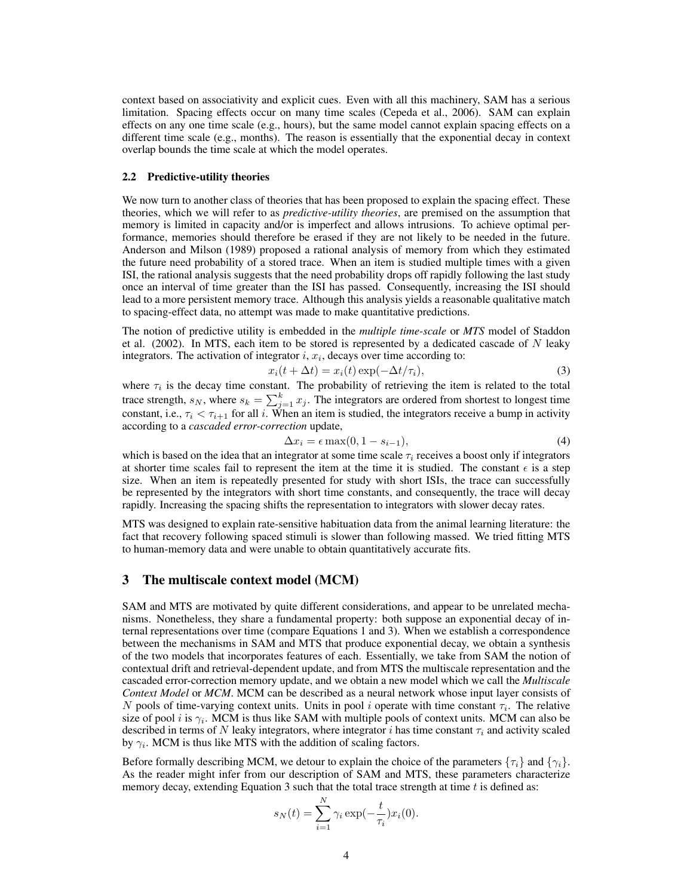context based on associativity and explicit cues. Even with all this machinery, SAM has a serious limitation. Spacing effects occur on many time scales (Cepeda et al., 2006). SAM can explain effects on any one time scale (e.g., hours), but the same model cannot explain spacing effects on a different time scale (e.g., months). The reason is essentially that the exponential decay in context overlap bounds the time scale at which the model operates.

### 2.2 Predictive-utility theories

We now turn to another class of theories that has been proposed to explain the spacing effect. These theories, which we will refer to as *predictive-utility theories*, are premised on the assumption that memory is limited in capacity and/or is imperfect and allows intrusions. To achieve optimal performance, memories should therefore be erased if they are not likely to be needed in the future. Anderson and Milson (1989) proposed a rational analysis of memory from which they estimated the future need probability of a stored trace. When an item is studied multiple times with a given ISI, the rational analysis suggests that the need probability drops off rapidly following the last study once an interval of time greater than the ISI has passed. Consequently, increasing the ISI should lead to a more persistent memory trace. Although this analysis yields a reasonable qualitative match to spacing-effect data, no attempt was made to make quantitative predictions.

The notion of predictive utility is embedded in the *multiple time-scale* or ***MTS*** model of Staddon et al. (2002). In MTS, each item to be stored is represented by a dedicated cascade of $N$ leaky integrators. The activation of integrator $i$, $x_i$, decays over time according to:

$$x_i(t + \Delta t) = x_i(t) \exp(-\Delta t / \tau_i), \tag{3}$$

where $\tau_i$ is the decay time constant. The probability of retrieving the item is related to the total trace strength, $s_N$, where $s_k = \sum_{j=1}^{k} x_j$. The integrators are ordered from shortest to longest time constant, i.e., $\tau_i < \tau_{i+1}$ for all $i$. When an item is studied, the integrators receive a bump in activity according to a *cascaded error-correction* update,

$$\Delta x_i = \epsilon \max(0, 1 - s_{i-1}), \tag{4}$$

which is based on the idea that an integrator at some time scale $\tau_i$ receives a boost only if integrators at shorter time scales fail to represent the item at the time it is studied. The constant $\epsilon$ is a step size. When an item is repeatedly presented for study with short ISIs, the trace can successfully be represented by the integrators with short time constants, and consequently, the trace will decay rapidly. Increasing the spacing shifts the representation to integrators with slower decay rates.

MTS was designed to explain rate-sensitive habituation data from the animal learning literature: the fact that recovery following spaced stimuli is slower than following massed. We tried fitting MTS to human-memory data and were unable to obtain quantitatively accurate fits.

## 3 The multiscale context model (MCM)

SAM and MTS are motivated by quite different considerations, and appear to be unrelated mechanisms. Nonetheless, they share a fundamental property: both suppose an exponential decay of internal representations over time (compare Equations 1 and 3). When we establish a correspondence between the mechanisms in SAM and MTS that produce exponential decay, we obtain a synthesis of the two models that incorporates features of each. Essentially, we take from SAM the notion of contextual drift and retrieval-dependent update, and from MTS the multiscale representation and the cascaded error-correction memory update, and we obtain a new model which we call the ***Multiscale Context Model*** or ***MCM***. MCM can be described as a neural network whose input layer consists of $N$ pools of time-varying context units. Units in pool $i$ operate with time constant $\tau_i$. The relative size of pool $i$ is $\gamma_i$. MCM is thus like SAM with multiple pools of context units. MCM can also be described in terms of $N$ leaky integrators, where integrator $i$ has time constant $\tau_i$ and activity scaled by $\gamma_i$. MCM is thus like MTS with the addition of scaling factors.

Before formally describing MCM, we detour to explain the choice of the parameters $\{\tau_i\}$ and $\{\gamma_i\}$. As the reader might infer from our description of SAM and MTS, these parameters characterize memory decay, extending Equation 3 such that the total trace strength at time $t$ is defined as:

$$s_N(t) = \sum_{i=1}^{N} \gamma_i \exp(-\frac{t}{\tau_i}) x_i(0).$$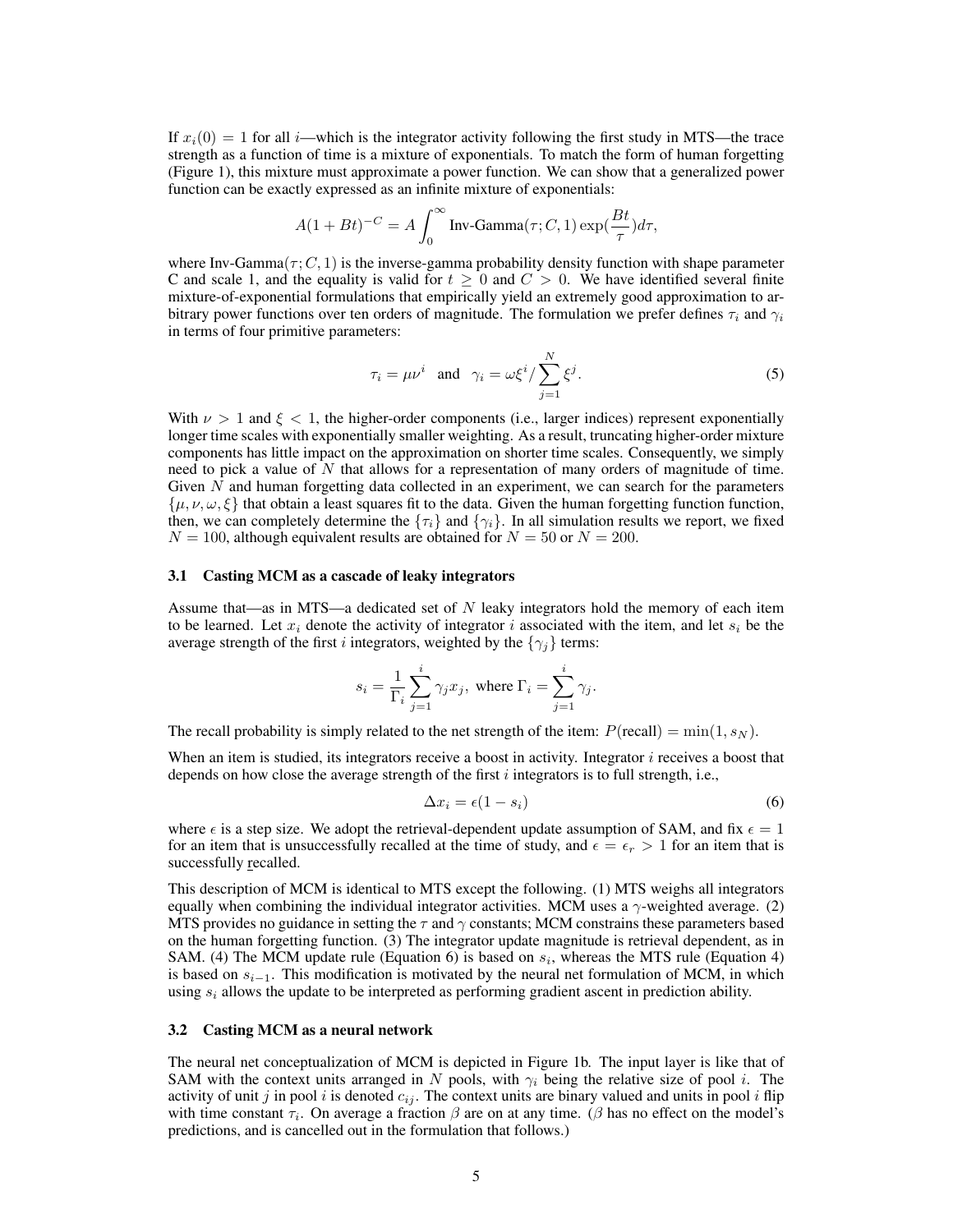If $x_i(0) = 1$ for all $i$—which is the integrator activity following the first study in MTS—the trace strength as a function of time is a mixture of exponentials. To match the form of human forgetting (Figure 1), this mixture must approximate a power function. We can show that a generalized power function can be exactly expressed as an infinite mixture of exponentials:

$$A(1+Bt)^{-C} = A\int_0^\infty \text{Inv-Gamma}(\tau; C, 1)\exp(\frac{Bt}{\tau})d\tau,$$

where Inv-Gamma$(\tau; C, 1)$ is the inverse-gamma probability density function with shape parameter C and scale 1, and the equality is valid for $t \geq 0$ and $C > 0$. We have identified several finite mixture-of-exponential formulations that empirically yield an extremely good approximation to arbitrary power functions over ten orders of magnitude. The formulation we prefer defines $\tau_i$ and $\gamma_i$ in terms of four primitive parameters:

$$\tau_i = \mu\nu^i \quad \text{and} \quad \gamma_i = \omega\xi^i / \sum_{j=1}^{N} \xi^j. \tag{5}$$

With $\nu > 1$ and $\xi < 1$, the higher-order components (i.e., larger indices) represent exponentially longer time scales with exponentially smaller weighting. As a result, truncating higher-order mixture components has little impact on the approximation on shorter time scales. Consequently, we simply need to pick a value of $N$ that allows for a representation of many orders of magnitude of time. Given $N$ and human forgetting data collected in an experiment, we can search for the parameters $\{\mu, \nu, \omega, \xi\}$ that obtain a least squares fit to the data. Given the human forgetting function function, then, we can completely determine the $\{\tau_i\}$ and $\{\gamma_i\}$. In all simulation results we report, we fixed $N = 100$, although equivalent results are obtained for $N = 50$ or $N = 200$.

### 3.1 Casting MCM as a cascade of leaky integrators

Assume that—as in MTS—a dedicated set of $N$ leaky integrators hold the memory of each item to be learned. Let $x_i$ denote the activity of integrator $i$ associated with the item, and let $s_i$ be the average strength of the first $i$ integrators, weighted by the $\{\gamma_j\}$ terms:

$$s_i = \frac{1}{\Gamma_i}\sum_{j=1}^{i}\gamma_j x_j, \text{ where } \Gamma_i = \sum_{j=1}^{i}\gamma_j.$$

The recall probability is simply related to the net strength of the item: $P(\text{recall}) = \min(1, s_N)$.

When an item is studied, its integrators receive a boost in activity. Integrator $i$ receives a boost that depends on how close the average strength of the first $i$ integrators is to full strength, i.e.,

$$\Delta x_i = \epsilon(1 - s_i) \tag{6}$$

where $\epsilon$ is a step size. We adopt the retrieval-dependent update assumption of SAM, and fix $\epsilon = 1$ for an item that is unsuccessfully recalled at the time of study, and $\epsilon = \epsilon_r > 1$ for an item that is successfully recalled.

This description of MCM is identical to MTS except the following. (1) MTS weighs all integrators equally when combining the individual integrator activities. MCM uses a $\gamma$-weighted average. (2) MTS provides no guidance in setting the $\tau$ and $\gamma$ constants; MCM constrains these parameters based on the human forgetting function. (3) The integrator update magnitude is retrieval dependent, as in SAM. (4) The MCM update rule (Equation 6) is based on $s_i$, whereas the MTS rule (Equation 4) is based on $s_{i-1}$. This modification is motivated by the neural net formulation of MCM, in which using $s_i$ allows the update to be interpreted as performing gradient ascent in prediction ability.

### 3.2 Casting MCM as a neural network

The neural net conceptualization of MCM is depicted in Figure 1b. The input layer is like that of SAM with the context units arranged in $N$ pools, with $\gamma_i$ being the relative size of pool $i$. The activity of unit $j$ in pool $i$ is denoted $c_{ij}$. The context units are binary valued and units in pool $i$ flip with time constant $\tau_i$. On average a fraction $\beta$ are on at any time. ($\beta$ has no effect on the model's predictions, and is cancelled out in the formulation that follows.)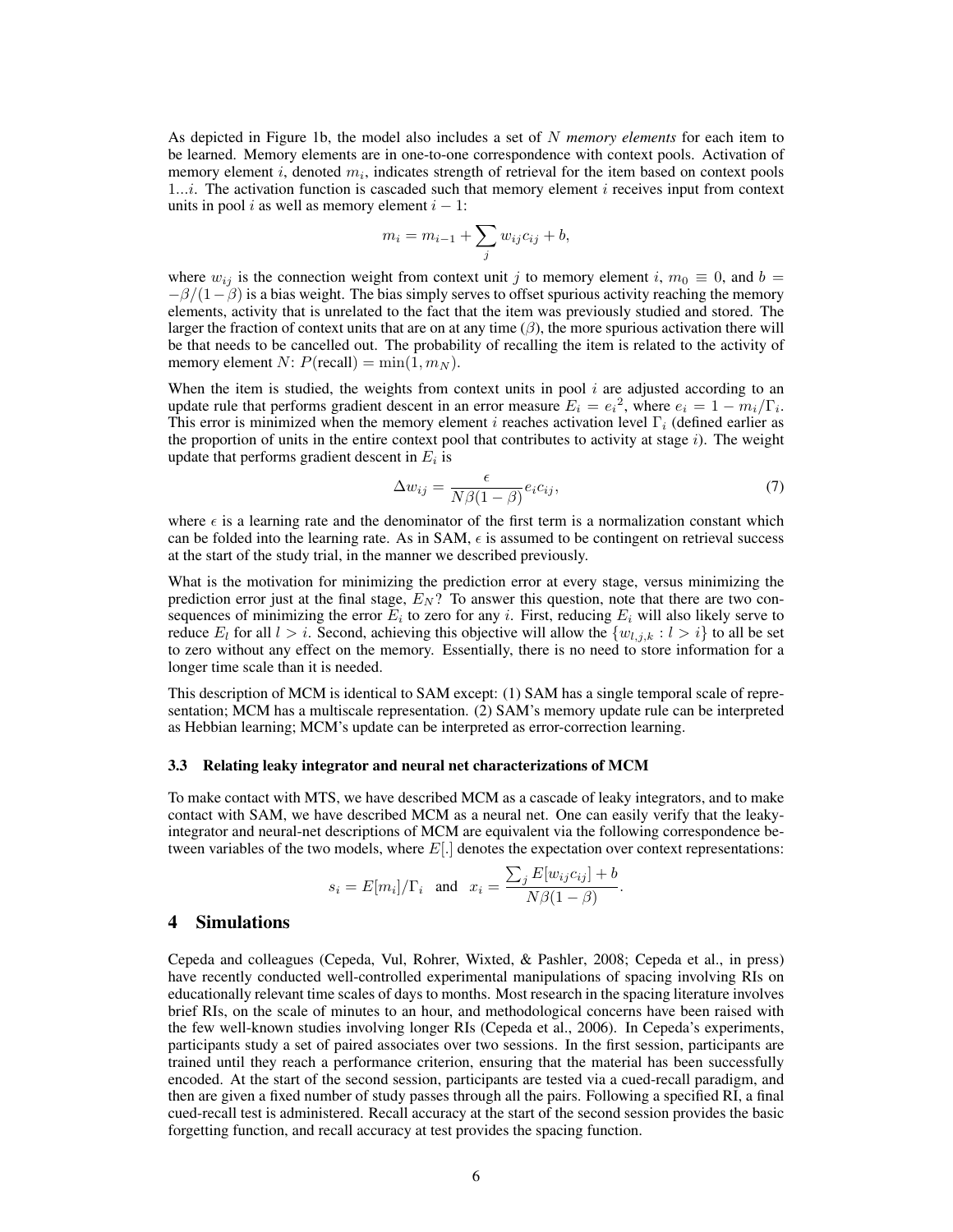As depicted in Figure 1b, the model also includes a set of $N$ *memory elements* for each item to be learned. Memory elements are in one-to-one correspondence with context pools. Activation of memory element $i$, denoted $m_i$, indicates strength of retrieval for the item based on context pools $1...i$. The activation function is cascaded such that memory element $i$ receives input from context units in pool $i$ as well as memory element $i-1$:

$$m_i = m_{i-1} + \sum_j w_{ij} c_{ij} + b,$$

where $w_{ij}$ is the connection weight from context unit $j$ to memory element $i$, $m_0 \equiv 0$, and $b = -\beta/(1-\beta)$ is a bias weight. The bias simply serves to offset spurious activity reaching the memory elements, activity that is unrelated to the fact that the item was previously studied and stored. The larger the fraction of context units that are on at any time ($\beta$), the more spurious activation there will be that needs to be cancelled out. The probability of recalling the item is related to the activity of memory element $N$: $P(\text{recall}) = \min(1, m_N)$.

When the item is studied, the weights from context units in pool $i$ are adjusted according to an update rule that performs gradient descent in an error measure $E_i = {e_i}^2$, where $e_i = 1 - m_i/\Gamma_i$. This error is minimized when the memory element $i$ reaches activation level $\Gamma_i$ (defined earlier as the proportion of units in the entire context pool that contributes to activity at stage $i$). The weight update that performs gradient descent in $E_i$ is

$$\Delta w_{ij} = \frac{\epsilon}{N\beta(1-\beta)} e_i c_{ij}, \tag{7}$$

where $\epsilon$ is a learning rate and the denominator of the first term is a normalization constant which can be folded into the learning rate. As in SAM, $\epsilon$ is assumed to be contingent on retrieval success at the start of the study trial, in the manner we described previously.

What is the motivation for minimizing the prediction error at every stage, versus minimizing the prediction error just at the final stage, $E_N$? To answer this question, note that there are two consequences of minimizing the error $E_i$ to zero for any $i$. First, reducing $E_i$ will also likely serve to reduce $E_l$ for all $l > i$. Second, achieving this objective will allow the $\{w_{l,j,k} : l > i\}$ to all be set to zero without any effect on the memory. Essentially, there is no need to store information for a longer time scale than it is needed.

This description of MCM is identical to SAM except: (1) SAM has a single temporal scale of representation; MCM has a multiscale representation. (2) SAM's memory update rule can be interpreted as Hebbian learning; MCM's update can be interpreted as error-correction learning.

### 3.3 Relating leaky integrator and neural net characterizations of MCM

To make contact with MTS, we have described MCM as a cascade of leaky integrators, and to make contact with SAM, we have described MCM as a neural net. One can easily verify that the leaky-integrator and neural-net descriptions of MCM are equivalent via the following correspondence between variables of the two models, where $E[.]$ denotes the expectation over context representations:

$$s_i = E[m_i]/\Gamma_i \quad \text{and} \quad x_i = \frac{\sum_j E[w_{ij} c_{ij}] + b}{N\beta(1-\beta)}.$$

## 4 Simulations

Cepeda and colleagues (Cepeda, Vul, Rohrer, Wixted, & Pashler, 2008; Cepeda et al., in press) have recently conducted well-controlled experimental manipulations of spacing involving RIs on educationally relevant time scales of days to months. Most research in the spacing literature involves brief RIs, on the scale of minutes to an hour, and methodological concerns have been raised with the few well-known studies involving longer RIs (Cepeda et al., 2006). In Cepeda's experiments, participants study a set of paired associates over two sessions. In the first session, participants are trained until they reach a performance criterion, ensuring that the material has been successfully encoded. At the start of the second session, participants are tested via a cued-recall paradigm, and then are given a fixed number of study passes through all the pairs. Following a specified RI, a final cued-recall test is administered. Recall accuracy at the start of the second session provides the basic forgetting function, and recall accuracy at test provides the spacing function.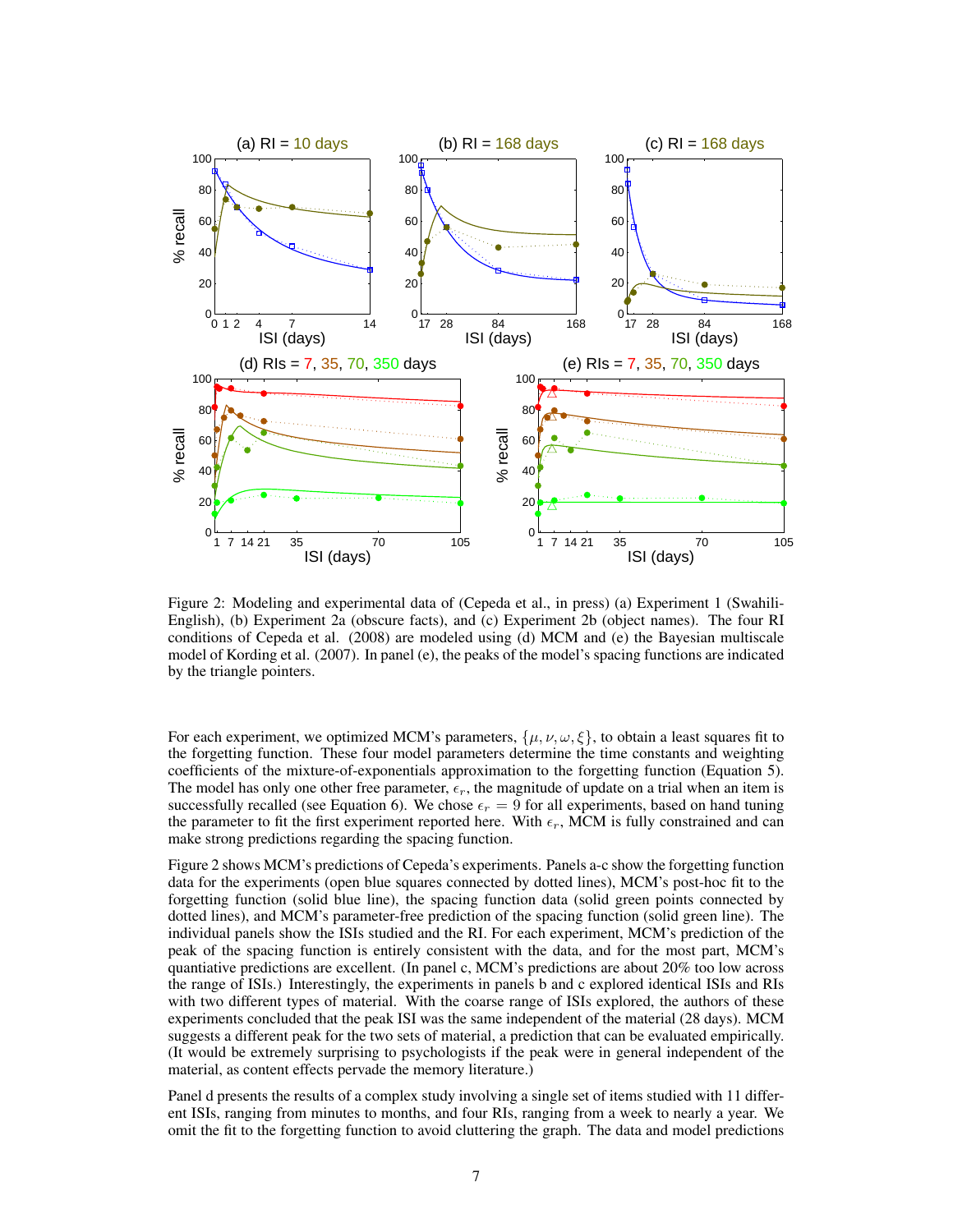Figure 2: Modeling and experimental data of (Cepeda et al., in press) (a) Experiment 1 (Swahili-English), (b) Experiment 2a (obscure facts), and (c) Experiment 2b (object names). The four RI conditions of Cepeda et al. (2008) are modeled using (d) MCM and (e) the Bayesian multiscale model of Kording et al. (2007). In panel (e), the peaks of the model's spacing functions are indicated by the triangle pointers.

For each experiment, we optimized MCM's parameters, $\{\mu, \nu, \omega, \xi\}$, to obtain a least squares fit to the forgetting function. These four model parameters determine the time constants and weighting coefficients of the mixture-of-exponentials approximation to the forgetting function (Equation 5). The model has only one other free parameter, $\epsilon_r$, the magnitude of update on a trial when an item is successfully recalled (see Equation 6). We chose $\epsilon_r = 9$ for all experiments, based on hand tuning the parameter to fit the first experiment reported here. With $\epsilon_r$, MCM is fully constrained and can make strong predictions regarding the spacing function.

Figure 2 shows MCM's predictions of Cepeda's experiments. Panels a-c show the forgetting function data for the experiments (open blue squares connected by dotted lines), MCM's post-hoc fit to the forgetting function (solid blue line), the spacing function data (solid green points connected by dotted lines), and MCM's parameter-free prediction of the spacing function (solid green line). The individual panels show the ISIs studied and the RI. For each experiment, MCM's prediction of the peak of the spacing function is entirely consistent with the data, and for the most part, MCM's quantiative predictions are excellent. (In panel c, MCM's predictions are about 20% too low across the range of ISIs.) Interestingly, the experiments in panels b and c explored identical ISIs and RIs with two different types of material. With the coarse range of ISIs explored, the authors of these experiments concluded that the peak ISI was the same independent of the material (28 days). MCM suggests a different peak for the two sets of material, a prediction that can be evaluated empirically. (It would be extremely surprising to psychologists if the peak were in general independent of the material, as content effects pervade the memory literature.)

Panel d presents the results of a complex study involving a single set of items studied with 11 different ISIs, ranging from minutes to months, and four RIs, ranging from a week to nearly a year. We omit the fit to the forgetting function to avoid cluttering the graph. The data and model predictions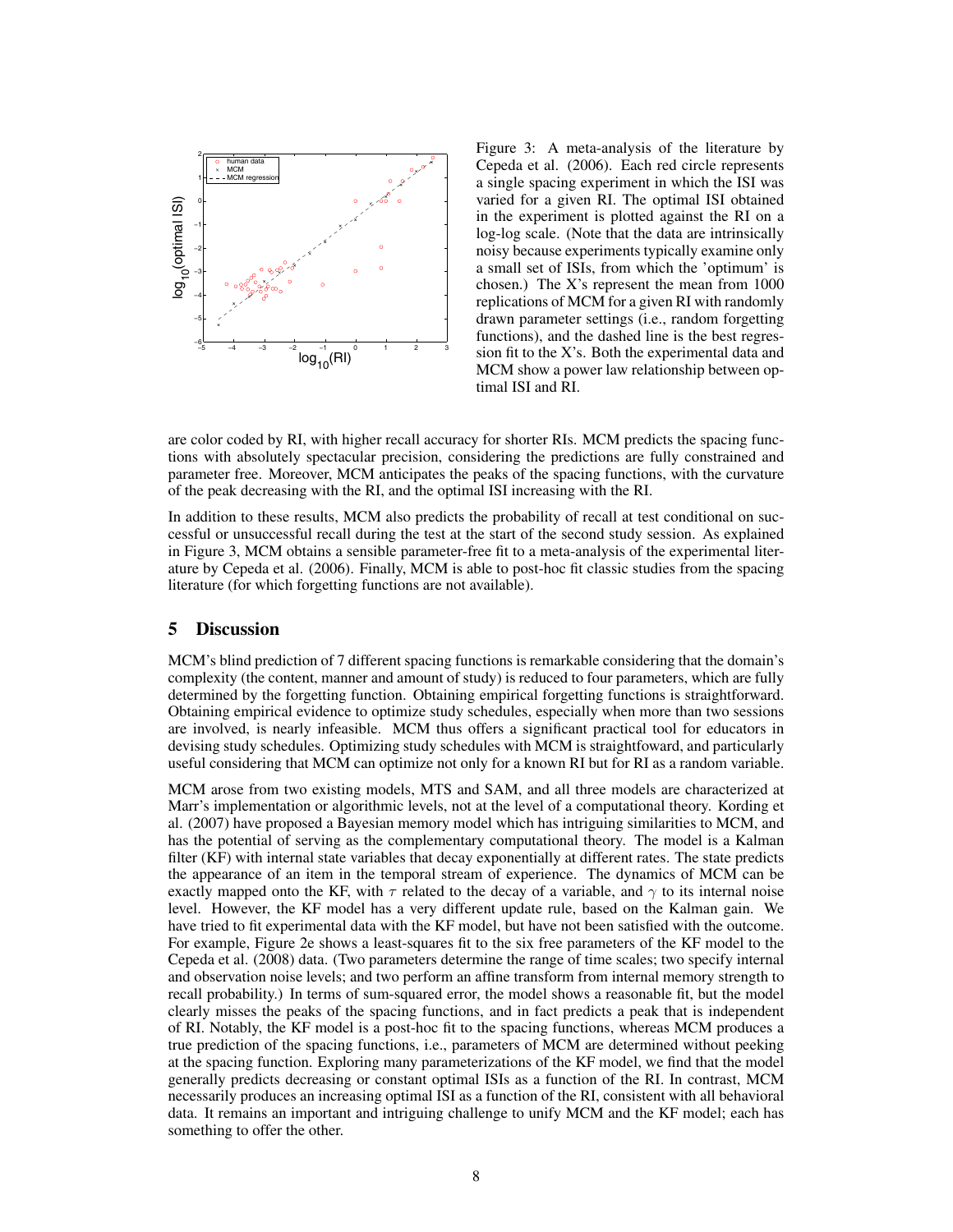Figure 3: A meta-analysis of the literature by Cepeda et al. (2006). Each red circle represents a single spacing experiment in which the ISI was varied for a given RI. The optimal ISI obtained in the experiment is plotted against the RI on a log-log scale. (Note that the data are intrinsically noisy because experiments typically examine only a small set of ISIs, from which the 'optimum' is chosen.) The X's represent the mean from 1000 replications of MCM for a given RI with randomly drawn parameter settings (i.e., random forgetting functions), and the dashed line is the best regression fit to the X's. Both the experimental data and MCM show a power law relationship between optimal ISI and RI.

are color coded by RI, with higher recall accuracy for shorter RIs. MCM predicts the spacing functions with absolutely spectacular precision, considering the predictions are fully constrained and parameter free. Moreover, MCM anticipates the peaks of the spacing functions, with the curvature of the peak decreasing with the RI, and the optimal ISI increasing with the RI.

In addition to these results, MCM also predicts the probability of recall at test conditional on successful or unsuccessful recall during the test at the start of the second study session. As explained in Figure 3, MCM obtains a sensible parameter-free fit to a meta-analysis of the experimental literature by Cepeda et al. (2006). Finally, MCM is able to post-hoc fit classic studies from the spacing literature (for which forgetting functions are not available).

## 5 Discussion

MCM's blind prediction of 7 different spacing functions is remarkable considering that the domain's complexity (the content, manner and amount of study) is reduced to four parameters, which are fully determined by the forgetting function. Obtaining empirical forgetting functions is straightforward. Obtaining empirical evidence to optimize study schedules, especially when more than two sessions are involved, is nearly infeasible. MCM thus offers a significant practical tool for educators in devising study schedules. Optimizing study schedules with MCM is straightfoward, and particularly useful considering that MCM can optimize not only for a known RI but for RI as a random variable.

MCM arose from two existing models, MTS and SAM, and all three models are characterized at Marr's implementation or algorithmic levels, not at the level of a computational theory. Kording et al. (2007) have proposed a Bayesian memory model which has intriguing similarities to MCM, and has the potential of serving as the complementary computational theory. The model is a Kalman filter (KF) with internal state variables that decay exponentially at different rates. The state predicts the appearance of an item in the temporal stream of experience. The dynamics of MCM can be exactly mapped onto the KF, with $\tau$ related to the decay of a variable, and $\gamma$ to its internal noise level. However, the KF model has a very different update rule, based on the Kalman gain. We have tried to fit experimental data with the KF model, but have not been satisfied with the outcome. For example, Figure 2e shows a least-squares fit to the six free parameters of the KF model to the Cepeda et al. (2008) data. (Two parameters determine the range of time scales; two specify internal and observation noise levels; and two perform an affine transform from internal memory strength to recall probability.) In terms of sum-squared error, the model shows a reasonable fit, but the model clearly misses the peaks of the spacing functions, and in fact predicts a peak that is independent of RI. Notably, the KF model is a post-hoc fit to the spacing functions, whereas MCM produces a true prediction of the spacing functions, i.e., parameters of MCM are determined without peeking at the spacing function. Exploring many parameterizations of the KF model, we find that the model generally predicts decreasing or constant optimal ISIs as a function of the RI. In contrast, MCM necessarily produces an increasing optimal ISI as a function of the RI, consistent with all behavioral data. It remains an important and intriguing challenge to unify MCM and the KF model; each has something to offer the other.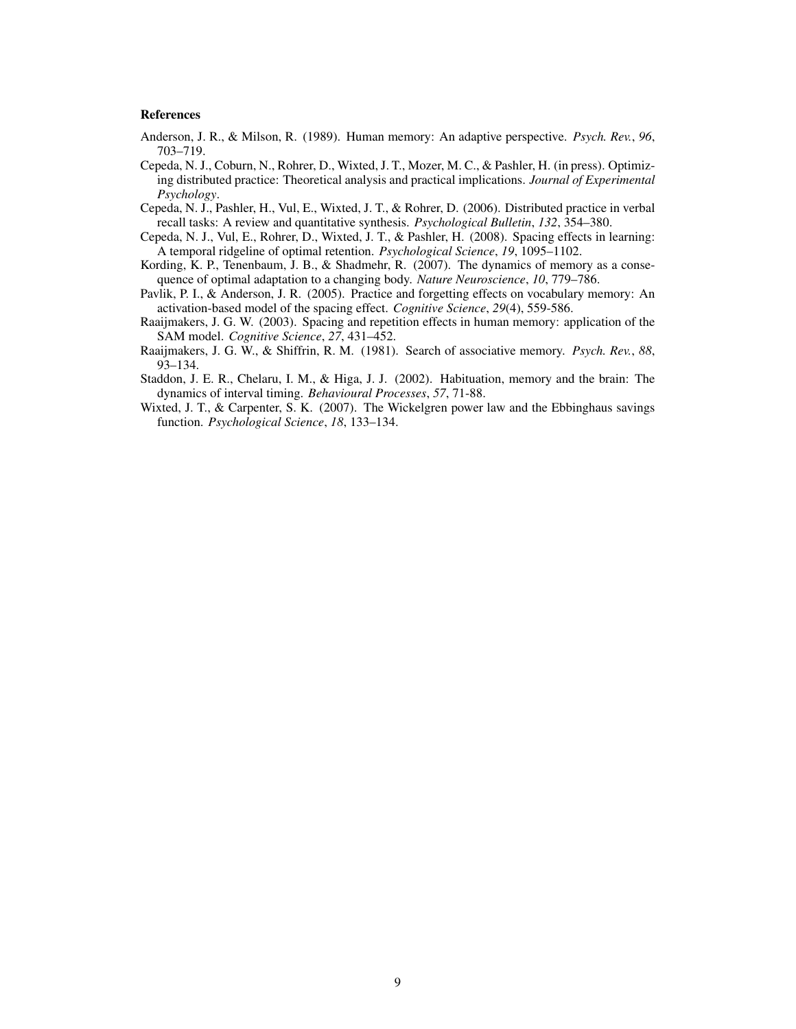### References

Anderson, J. R., & Milson, R. (1989). Human memory: An adaptive perspective. *Psych. Rev.*, *96*, 703–719.

Cepeda, N. J., Coburn, N., Rohrer, D., Wixted, J. T., Mozer, M. C., & Pashler, H. (in press). Optimizing distributed practice: Theoretical analysis and practical implications. *Journal of Experimental Psychology*.

Cepeda, N. J., Pashler, H., Vul, E., Wixted, J. T., & Rohrer, D. (2006). Distributed practice in verbal recall tasks: A review and quantitative synthesis. *Psychological Bulletin*, *132*, 354–380.

Cepeda, N. J., Vul, E., Rohrer, D., Wixted, J. T., & Pashler, H. (2008). Spacing effects in learning: A temporal ridgeline of optimal retention. *Psychological Science*, *19*, 1095–1102.

Kording, K. P., Tenenbaum, J. B., & Shadmehr, R. (2007). The dynamics of memory as a consequence of optimal adaptation to a changing body. *Nature Neuroscience*, *10*, 779–786.

Pavlik, P. I., & Anderson, J. R. (2005). Practice and forgetting effects on vocabulary memory: An activation-based model of the spacing effect. *Cognitive Science*, *29*(4), 559-586.

Raaijmakers, J. G. W. (2003). Spacing and repetition effects in human memory: application of the SAM model. *Cognitive Science*, *27*, 431–452.

Raaijmakers, J. G. W., & Shiffrin, R. M. (1981). Search of associative memory. *Psych. Rev.*, *88*, 93–134.

Staddon, J. E. R., Chelaru, I. M., & Higa, J. J. (2002). Habituation, memory and the brain: The dynamics of interval timing. *Behavioural Processes*, *57*, 71-88.

Wixted, J. T., & Carpenter, S. K. (2007). The Wickelgren power law and the Ebbinghaus savings function. *Psychological Science*, *18*, 133–134.